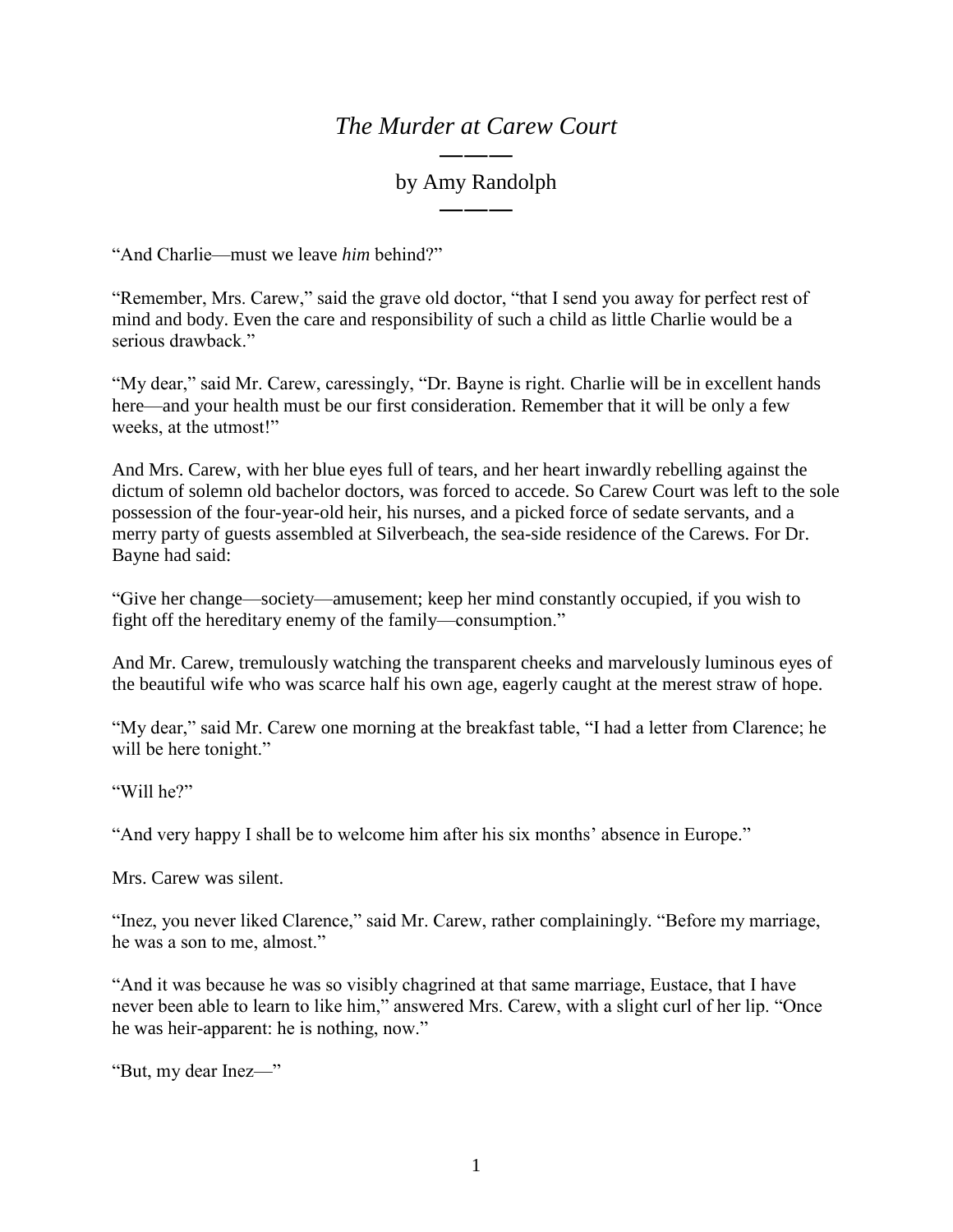# *The Murder at Carew Court*

———

by Amy Randolph

———

"And Charlie—must we leave *him* behind?"

"Remember, Mrs. Carew," said the grave old doctor, "that I send you away for perfect rest of mind and body. Even the care and responsibility of such a child as little Charlie would be a serious drawback."

"My dear," said Mr. Carew, caressingly, "Dr. Bayne is right. Charlie will be in excellent hands here—and your health must be our first consideration. Remember that it will be only a few weeks, at the utmost!"

And Mrs. Carew, with her blue eyes full of tears, and her heart inwardly rebelling against the dictum of solemn old bachelor doctors, was forced to accede. So Carew Court was left to the sole possession of the four-year-old heir, his nurses, and a picked force of sedate servants, and a merry party of guests assembled at Silverbeach, the sea-side residence of the Carews. For Dr. Bayne had said:

"Give her change—society—amusement; keep her mind constantly occupied, if you wish to fight off the hereditary enemy of the family—consumption."

And Mr. Carew, tremulously watching the transparent cheeks and marvelously luminous eyes of the beautiful wife who was scarce half his own age, eagerly caught at the merest straw of hope.

"My dear," said Mr. Carew one morning at the breakfast table, "I had a letter from Clarence; he will be here tonight."

"Will he?"

"And very happy I shall be to welcome him after his six months' absence in Europe."

Mrs. Carew was silent.

"Inez, you never liked Clarence," said Mr. Carew, rather complainingly. "Before my marriage, he was a son to me, almost."

"And it was because he was so visibly chagrined at that same marriage, Eustace, that I have never been able to learn to like him," answered Mrs. Carew, with a slight curl of her lip. "Once he was heir-apparent: he is nothing, now."

"But, my dear Inez—"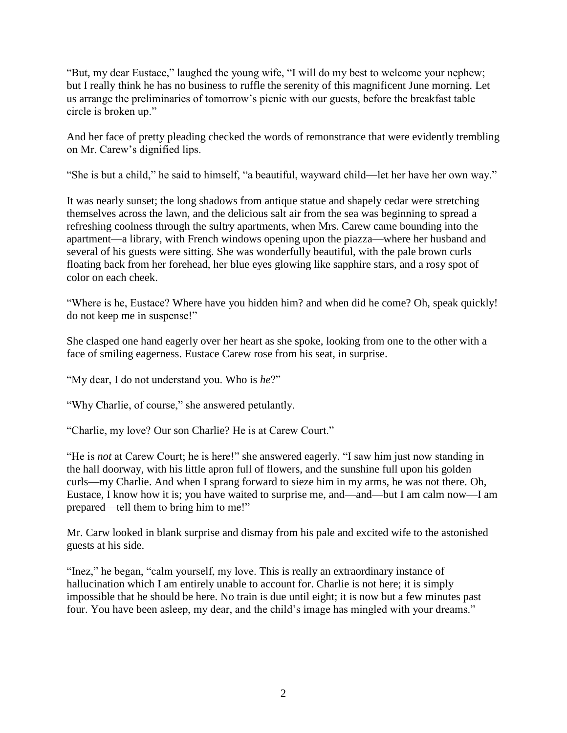"But, my dear Eustace," laughed the young wife, "I will do my best to welcome your nephew; but I really think he has no business to ruffle the serenity of this magnificent June morning. Let us arrange the preliminaries of tomorrow's picnic with our guests, before the breakfast table circle is broken up."

And her face of pretty pleading checked the words of remonstrance that were evidently trembling on Mr. Carew's dignified lips.

"She is but a child," he said to himself, "a beautiful, wayward child—let her have her own way."

It was nearly sunset; the long shadows from antique statue and shapely cedar were stretching themselves across the lawn, and the delicious salt air from the sea was beginning to spread a refreshing coolness through the sultry apartments, when Mrs. Carew came bounding into the apartment—a library, with French windows opening upon the piazza—where her husband and several of his guests were sitting. She was wonderfully beautiful, with the pale brown curls floating back from her forehead, her blue eyes glowing like sapphire stars, and a rosy spot of color on each cheek.

"Where is he, Eustace? Where have you hidden him? and when did he come? Oh, speak quickly! do not keep me in suspense!"

She clasped one hand eagerly over her heart as she spoke, looking from one to the other with a face of smiling eagerness. Eustace Carew rose from his seat, in surprise.

"My dear, I do not understand you. Who is *he*?"

"Why Charlie, of course," she answered petulantly.

"Charlie, my love? Our son Charlie? He is at Carew Court."

"He is *not* at Carew Court; he is here!" she answered eagerly. "I saw him just now standing in the hall doorway, with his little apron full of flowers, and the sunshine full upon his golden curls—my Charlie. And when I sprang forward to sieze him in my arms, he was not there. Oh, Eustace, I know how it is; you have waited to surprise me, and—and—but I am calm now—I am prepared—tell them to bring him to me!"

Mr. Carw looked in blank surprise and dismay from his pale and excited wife to the astonished guests at his side.

"Inez," he began, "calm yourself, my love. This is really an extraordinary instance of hallucination which I am entirely unable to account for. Charlie is not here; it is simply impossible that he should be here. No train is due until eight; it is now but a few minutes past four. You have been asleep, my dear, and the child's image has mingled with your dreams."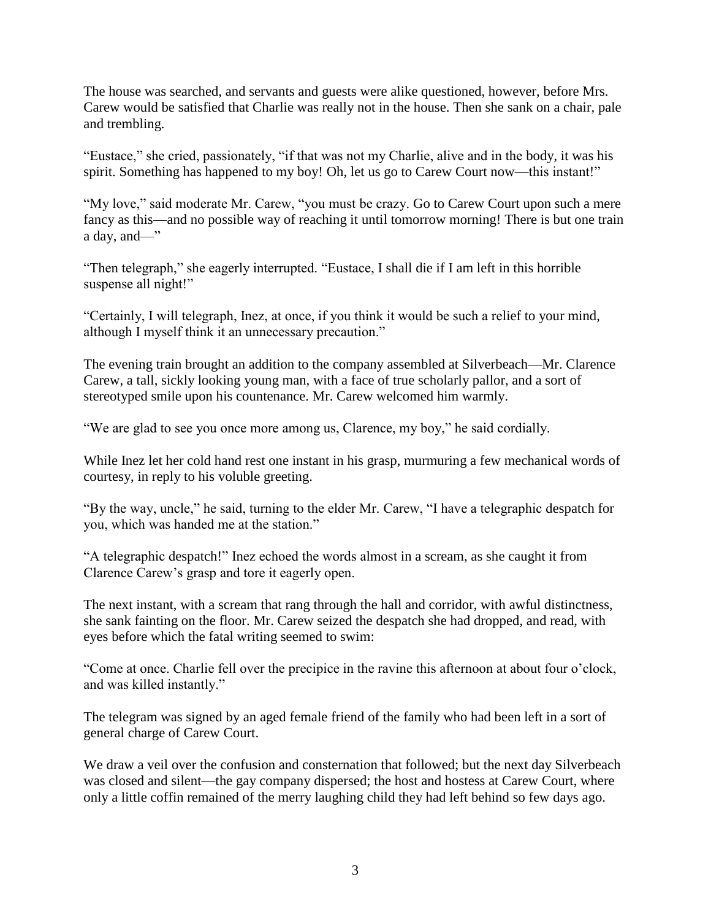The house was searched, and servants and guests were alike questioned, however, before Mrs. Carew would be satisfied that Charlie was really not in the house. Then she sank on a chair, pale and trembling.

"Eustace," she cried, passionately, "if that was not my Charlie, alive and in the body, it was his spirit. Something has happened to my boy! Oh, let us go to Carew Court now—this instant!"

"My love," said moderate Mr. Carew, "you must be crazy. Go to Carew Court upon such a mere fancy as this—and no possible way of reaching it until tomorrow morning! There is but one train a day, and—"

"Then telegraph," she eagerly interrupted. "Eustace, I shall die if I am left in this horrible suspense all night!"

"Certainly, I will telegraph, Inez, at once, if you think it would be such a relief to your mind, although I myself think it an unnecessary precaution."

The evening train brought an addition to the company assembled at Silverbeach—Mr. Clarence Carew, a tall, sickly looking young man, with a face of true scholarly pallor, and a sort of stereotyped smile upon his countenance. Mr. Carew welcomed him warmly.

"We are glad to see you once more among us, Clarence, my boy," he said cordially.

While Inez let her cold hand rest one instant in his grasp, murmuring a few mechanical words of courtesy, in reply to his voluble greeting.

"By the way, uncle," he said, turning to the elder Mr. Carew, "I have a telegraphic despatch for you, which was handed me at the station."

"A telegraphic despatch!" Inez echoed the words almost in a scream, as she caught it from Clarence Carew's grasp and tore it eagerly open.

The next instant, with a scream that rang through the hall and corridor, with awful distinctness, she sank fainting on the floor. Mr. Carew seized the despatch she had dropped, and read, with eyes before which the fatal writing seemed to swim:

"Come at once. Charlie fell over the precipice in the ravine this afternoon at about four o'clock, and was killed instantly."

The telegram was signed by an aged female friend of the family who had been left in a sort of general charge of Carew Court.

We draw a veil over the confusion and consternation that followed; but the next day Silverbeach was closed and silent—the gay company dispersed; the host and hostess at Carew Court, where only a little coffin remained of the merry laughing child they had left behind so few days ago.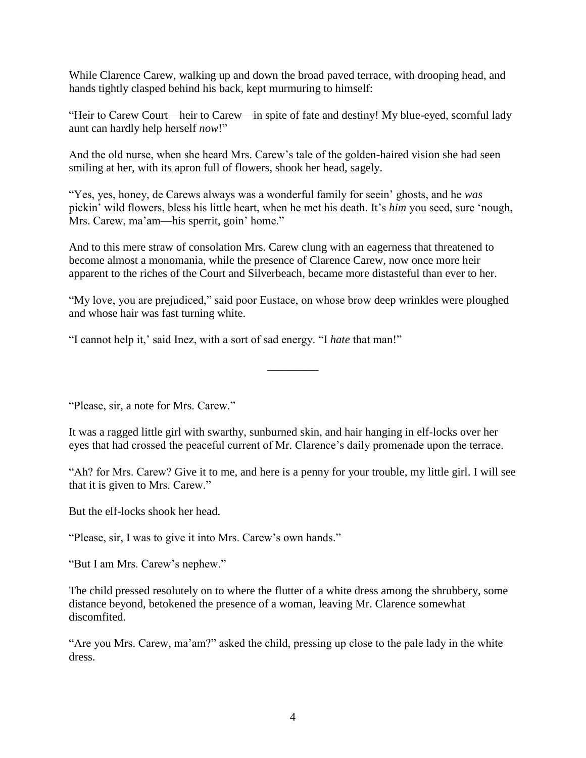While Clarence Carew, walking up and down the broad paved terrace, with drooping head, and hands tightly clasped behind his back, kept murmuring to himself:

"Heir to Carew Court—heir to Carew—in spite of fate and destiny! My blue-eyed, scornful lady aunt can hardly help herself *now*!"

And the old nurse, when she heard Mrs. Carew's tale of the golden-haired vision she had seen smiling at her, with its apron full of flowers, shook her head, sagely.

"Yes, yes, honey, de Carews always was a wonderful family for seein' ghosts, and he *was* pickin' wild flowers, bless his little heart, when he met his death. It's *him* you seed, sure 'nough, Mrs. Carew, ma'am—his sperrit, goin' home."

And to this mere straw of consolation Mrs. Carew clung with an eagerness that threatened to become almost a monomania, while the presence of Clarence Carew, now once more heir apparent to the riches of the Court and Silverbeach, became more distasteful than ever to her.

"My love, you are prejudiced," said poor Eustace, on whose brow deep wrinkles were ploughed and whose hair was fast turning white.

"I cannot help it,' said Inez, with a sort of sad energy. "I *hate* that man!"

---

"Please, sir, a note for Mrs. Carew."

It was a ragged little girl with swarthy, sunburned skin, and hair hanging in elf-locks over her eyes that had crossed the peaceful current of Mr. Clarence's daily promenade upon the terrace.

"Ah? for Mrs. Carew? Give it to me, and here is a penny for your trouble, my little girl. I will see that it is given to Mrs. Carew."

But the elf-locks shook her head.

"Please, sir, I was to give it into Mrs. Carew's own hands."

"But I am Mrs. Carew's nephew."

The child pressed resolutely on to where the flutter of a white dress among the shrubbery, some distance beyond, betokened the presence of a woman, leaving Mr. Clarence somewhat discomfited.

"Are you Mrs. Carew, ma'am?" asked the child, pressing up close to the pale lady in the white dress.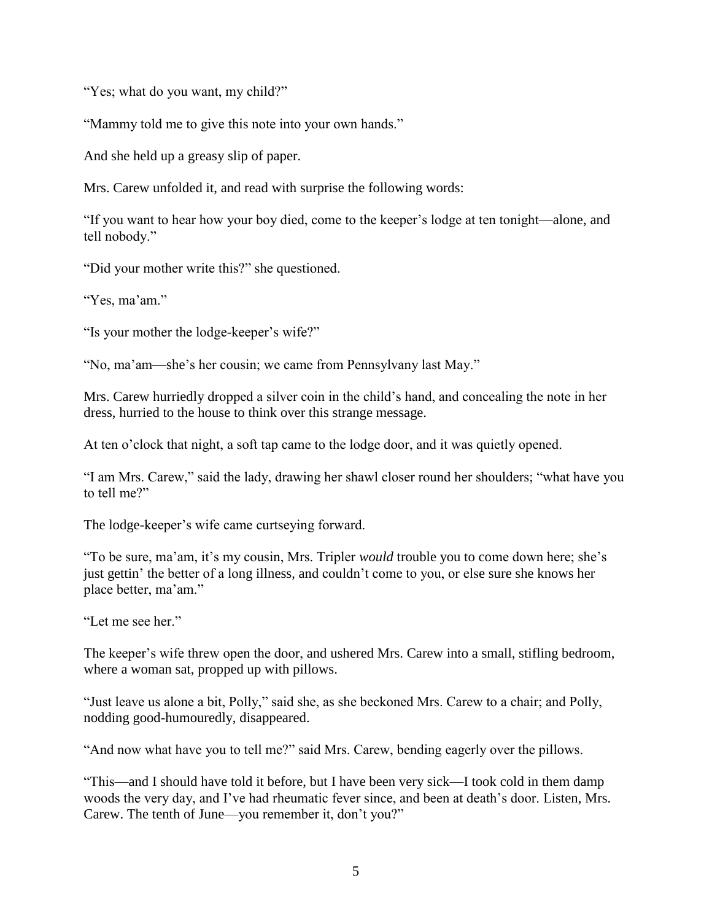"Yes; what do you want, my child?"

"Mammy told me to give this note into your own hands."

And she held up a greasy slip of paper.

Mrs. Carew unfolded it, and read with surprise the following words:

"If you want to hear how your boy died, come to the keeper's lodge at ten tonight—alone, and tell nobody."

"Did your mother write this?" she questioned.

"Yes, ma'am."

"Is your mother the lodge-keeper's wife?"

"No, ma'am—she's her cousin; we came from Pennsylvany last May."

Mrs. Carew hurriedly dropped a silver coin in the child's hand, and concealing the note in her dress, hurried to the house to think over this strange message.

At ten o'clock that night, a soft tap came to the lodge door, and it was quietly opened.

"I am Mrs. Carew," said the lady, drawing her shawl closer round her shoulders; "what have you to tell me?"

The lodge-keeper's wife came curtseying forward.

"To be sure, ma'am, it's my cousin, Mrs. Tripler *would* trouble you to come down here; she's just gettin' the better of a long illness, and couldn't come to you, or else sure she knows her place better, ma'am."

"Let me see her."

The keeper's wife threw open the door, and ushered Mrs. Carew into a small, stifling bedroom, where a woman sat, propped up with pillows.

"Just leave us alone a bit, Polly," said she, as she beckoned Mrs. Carew to a chair; and Polly, nodding good-humouredly, disappeared.

"And now what have you to tell me?" said Mrs. Carew, bending eagerly over the pillows.

"This—and I should have told it before, but I have been very sick—I took cold in them damp woods the very day, and I've had rheumatic fever since, and been at death's door. Listen, Mrs. Carew. The tenth of June—you remember it, don't you?"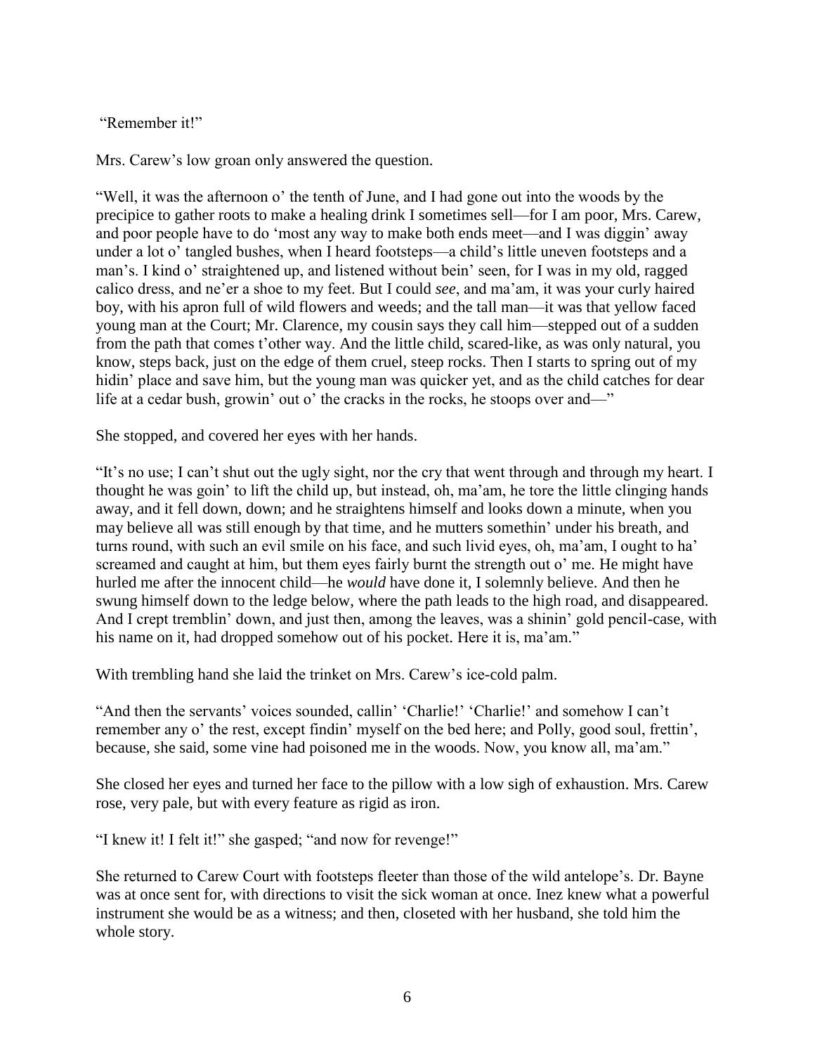"Remember it!"

Mrs. Carew's low groan only answered the question.

"Well, it was the afternoon o' the tenth of June, and I had gone out into the woods by the precipice to gather roots to make a healing drink I sometimes sell—for I am poor, Mrs. Carew, and poor people have to do 'most any way to make both ends meet—and I was diggin' away under a lot o' tangled bushes, when I heard footsteps—a child's little uneven footsteps and a man's. I kind o' straightened up, and listened without bein' seen, for I was in my old, ragged calico dress, and ne'er a shoe to my feet. But I could *see*, and ma'am, it was your curly haired boy, with his apron full of wild flowers and weeds; and the tall man—it was that yellow faced young man at the Court; Mr. Clarence, my cousin says they call him—stepped out of a sudden from the path that comes t'other way. And the little child, scared-like, as was only natural, you know, steps back, just on the edge of them cruel, steep rocks. Then I starts to spring out of my hidin' place and save him, but the young man was quicker yet, and as the child catches for dear life at a cedar bush, growin' out o' the cracks in the rocks, he stoops over and—"

She stopped, and covered her eyes with her hands.

"It's no use; I can't shut out the ugly sight, nor the cry that went through and through my heart. I thought he was goin' to lift the child up, but instead, oh, ma'am, he tore the little clinging hands away, and it fell down, down; and he straightens himself and looks down a minute, when you may believe all was still enough by that time, and he mutters somethin' under his breath, and turns round, with such an evil smile on his face, and such livid eyes, oh, ma'am, I ought to ha' screamed and caught at him, but them eyes fairly burnt the strength out o' me. He might have hurled me after the innocent child—he *would* have done it, I solemnly believe. And then he swung himself down to the ledge below, where the path leads to the high road, and disappeared. And I crept tremblin' down, and just then, among the leaves, was a shinin' gold pencil-case, with his name on it, had dropped somehow out of his pocket. Here it is, ma'am."

With trembling hand she laid the trinket on Mrs. Carew's ice-cold palm.

"And then the servants' voices sounded, callin' 'Charlie!' 'Charlie!' and somehow I can't remember any o' the rest, except findin' myself on the bed here; and Polly, good soul, frettin', because, she said, some vine had poisoned me in the woods. Now, you know all, ma'am."

She closed her eyes and turned her face to the pillow with a low sigh of exhaustion. Mrs. Carew rose, very pale, but with every feature as rigid as iron.

"I knew it! I felt it!" she gasped; "and now for revenge!"

She returned to Carew Court with footsteps fleeter than those of the wild antelope's. Dr. Bayne was at once sent for, with directions to visit the sick woman at once. Inez knew what a powerful instrument she would be as a witness; and then, closeted with her husband, she told him the whole story.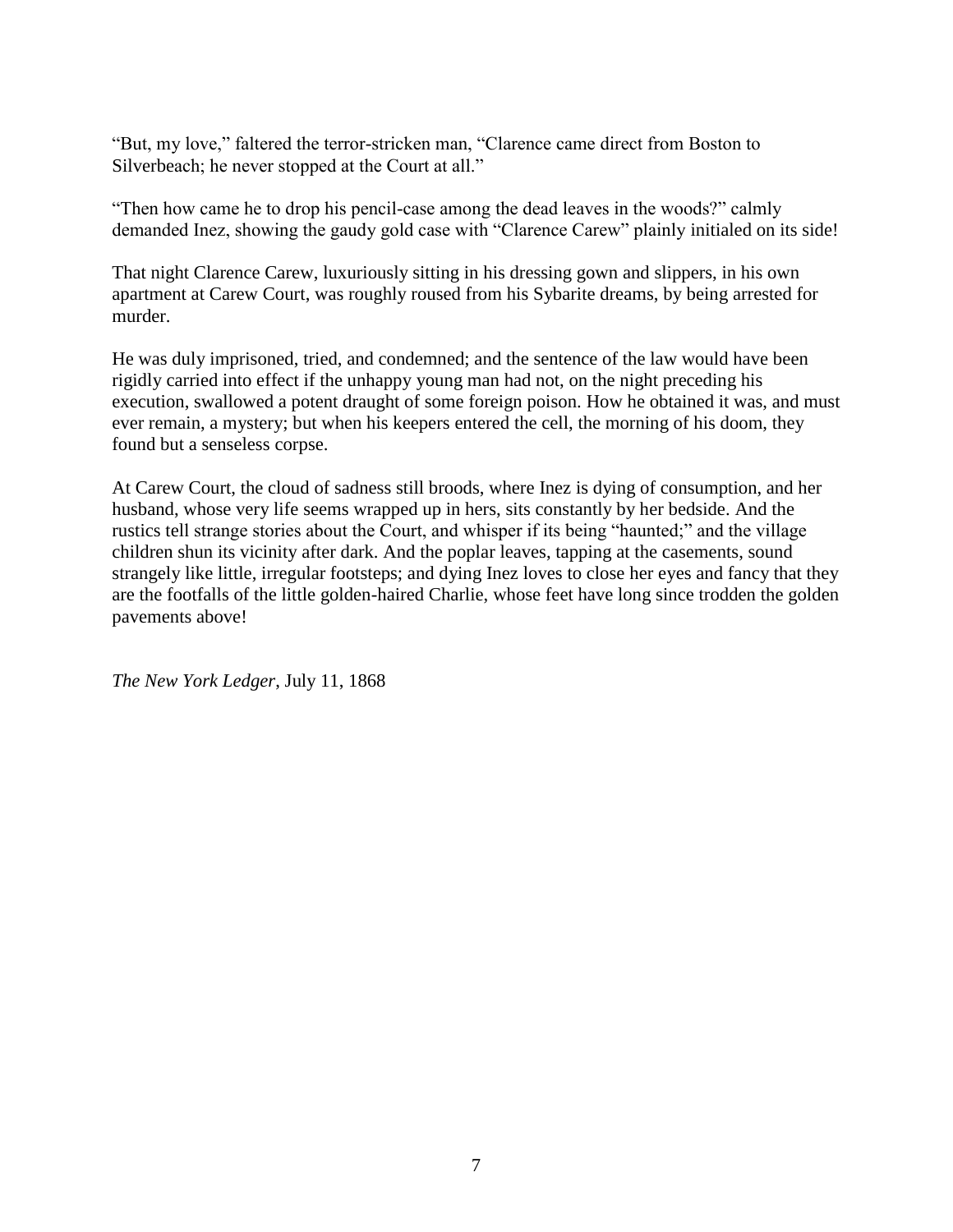"But, my love," faltered the terror-stricken man, "Clarence came direct from Boston to Silverbeach; he never stopped at the Court at all."

"Then how came he to drop his pencil-case among the dead leaves in the woods?" calmly demanded Inez, showing the gaudy gold case with "Clarence Carew" plainly initialed on its side!

That night Clarence Carew, luxuriously sitting in his dressing gown and slippers, in his own apartment at Carew Court, was roughly roused from his Sybarite dreams, by being arrested for murder.

He was duly imprisoned, tried, and condemned; and the sentence of the law would have been rigidly carried into effect if the unhappy young man had not, on the night preceding his execution, swallowed a potent draught of some foreign poison. How he obtained it was, and must ever remain, a mystery; but when his keepers entered the cell, the morning of his doom, they found but a senseless corpse.

At Carew Court, the cloud of sadness still broods, where Inez is dying of consumption, and her husband, whose very life seems wrapped up in hers, sits constantly by her bedside. And the rustics tell strange stories about the Court, and whisper if its being "haunted;" and the village children shun its vicinity after dark. And the poplar leaves, tapping at the casements, sound strangely like little, irregular footsteps; and dying Inez loves to close her eyes and fancy that they are the footfalls of the little golden-haired Charlie, whose feet have long since trodden the golden pavements above!

*The New York Ledger*, July 11, 1868